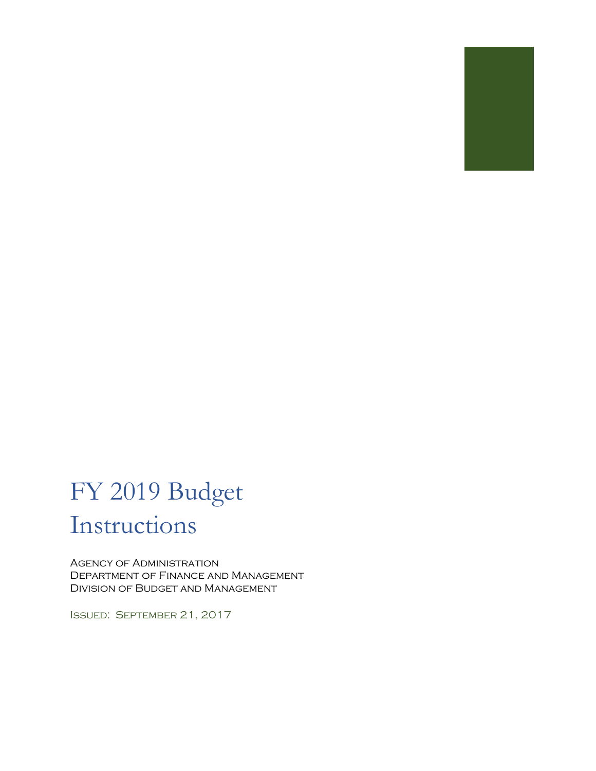# FY 2019 Budget Instructions

Agency of Administration
Department of Finance and Management
Division of Budget and Management

Issued: September 21, 2017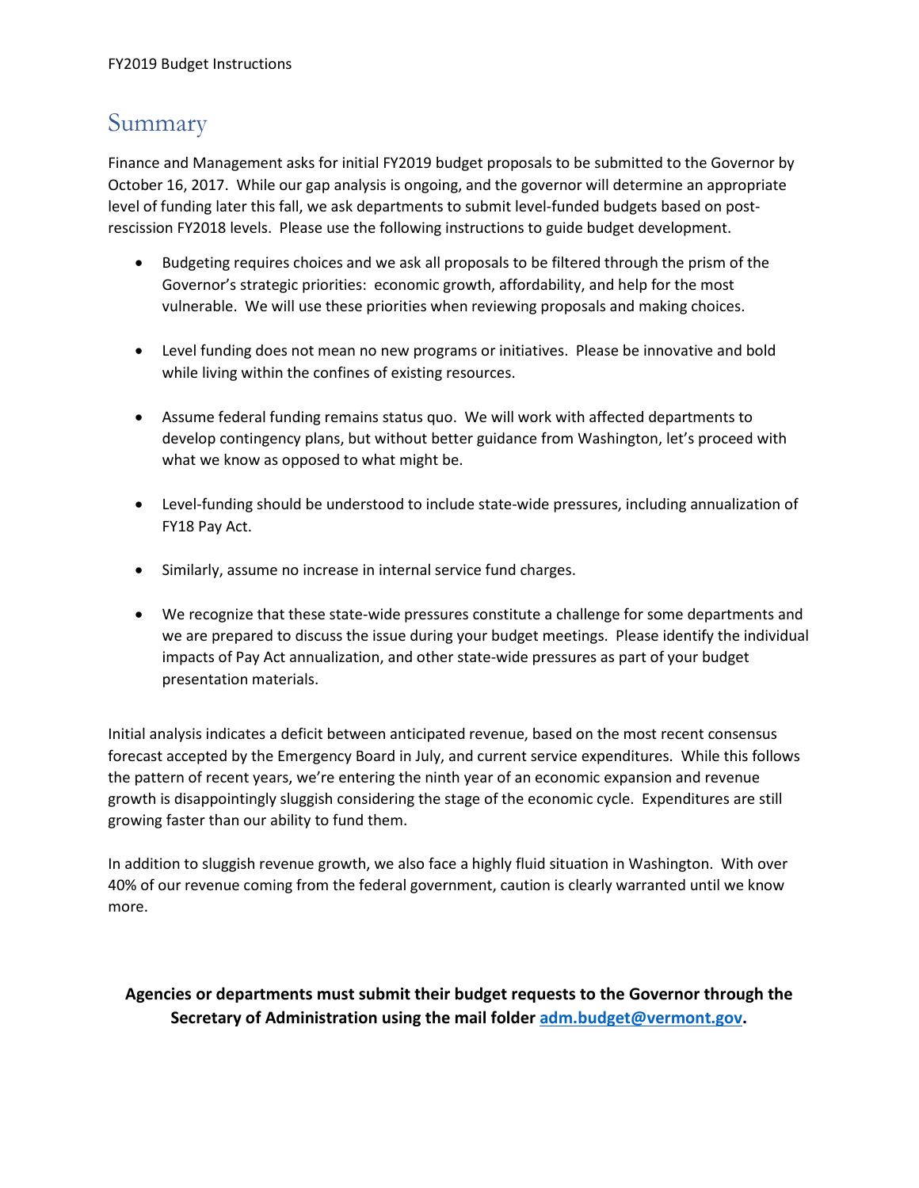## Summary

Finance and Management asks for initial FY2019 budget proposals to be submitted to the Governor by October 16, 2017. While our gap analysis is ongoing, and the governor will determine an appropriate level of funding later this fall, we ask departments to submit level-funded budgets based on post-rescission FY2018 levels. Please use the following instructions to guide budget development.

- Budgeting requires choices and we ask all proposals to be filtered through the prism of the Governor's strategic priorities: economic growth, affordability, and help for the most vulnerable. We will use these priorities when reviewing proposals and making choices.
- Level funding does not mean no new programs or initiatives. Please be innovative and bold while living within the confines of existing resources.
- Assume federal funding remains status quo. We will work with affected departments to develop contingency plans, but without better guidance from Washington, let's proceed with what we know as opposed to what might be.
- Level-funding should be understood to include state-wide pressures, including annualization of FY18 Pay Act.
- Similarly, assume no increase in internal service fund charges.
- We recognize that these state-wide pressures constitute a challenge for some departments and we are prepared to discuss the issue during your budget meetings. Please identify the individual impacts of Pay Act annualization, and other state-wide pressures as part of your budget presentation materials.

Initial analysis indicates a deficit between anticipated revenue, based on the most recent consensus forecast accepted by the Emergency Board in July, and current service expenditures. While this follows the pattern of recent years, we're entering the ninth year of an economic expansion and revenue growth is disappointingly sluggish considering the stage of the economic cycle. Expenditures are still growing faster than our ability to fund them.

In addition to sluggish revenue growth, we also face a highly fluid situation in Washington. With over 40% of our revenue coming from the federal government, caution is clearly warranted until we know more.

**Agencies or departments must submit their budget requests to the Governor through the Secretary of Administration using the mail folder adm.budget@vermont.gov.**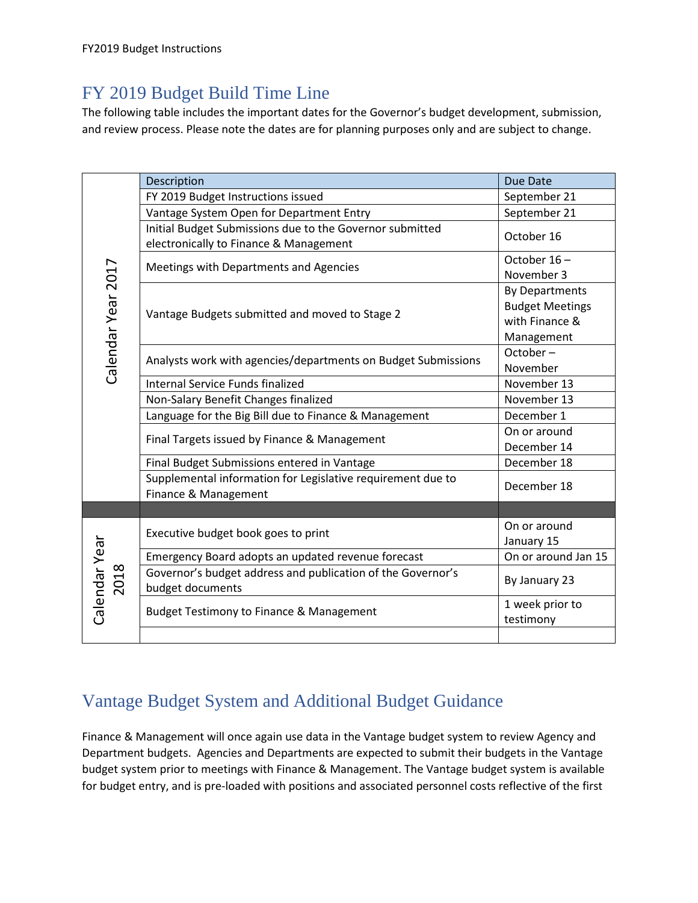## FY 2019 Budget Build Time Line

The following table includes the important dates for the Governor's budget development, submission, and review process. Please note the dates are for planning purposes only and are subject to change.

| | Description | Due Date |
|---|---|---|
| Calendar Year 2017 | FY 2019 Budget Instructions issued | September 21 |
| | Vantage System Open for Department Entry | September 21 |
| | Initial Budget Submissions due to the Governor submitted electronically to Finance & Management | October 16 |
| | Meetings with Departments and Agencies | October 16 – November 3 |
| | Vantage Budgets submitted and moved to Stage 2 | By Departments Budget Meetings with Finance & Management |
| | Analysts work with agencies/departments on Budget Submissions | October – November |
| | Internal Service Funds finalized | November 13 |
| | Non-Salary Benefit Changes finalized | November 13 |
| | Language for the Big Bill due to Finance & Management | December 1 |
| | Final Targets issued by Finance & Management | On or around December 14 |
| | Final Budget Submissions entered in Vantage | December 18 |
| | Supplemental information for Legislative requirement due to Finance & Management | December 18 |
| | | |
| Calendar Year 2018 | Executive budget book goes to print | On or around January 15 |
| | Emergency Board adopts an updated revenue forecast | On or around Jan 15 |
| | Governor's budget address and publication of the Governor's budget documents | By January 23 |
| | Budget Testimony to Finance & Management | 1 week prior to testimony |
| | | |

## Vantage Budget System and Additional Budget Guidance

Finance & Management will once again use data in the Vantage budget system to review Agency and Department budgets. Agencies and Departments are expected to submit their budgets in the Vantage budget system prior to meetings with Finance & Management. The Vantage budget system is available for budget entry, and is pre-loaded with positions and associated personnel costs reflective of the first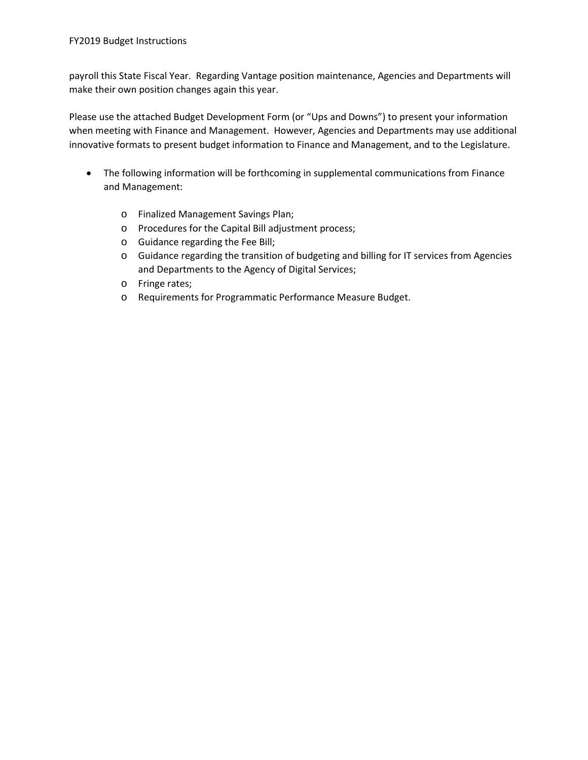payroll this State Fiscal Year. Regarding Vantage position maintenance, Agencies and Departments will make their own position changes again this year.

Please use the attached Budget Development Form (or "Ups and Downs") to present your information when meeting with Finance and Management. However, Agencies and Departments may use additional innovative formats to present budget information to Finance and Management, and to the Legislature.

- The following information will be forthcoming in supplemental communications from Finance and Management:
  - Finalized Management Savings Plan;
  - Procedures for the Capital Bill adjustment process;
  - Guidance regarding the Fee Bill;
  - Guidance regarding the transition of budgeting and billing for IT services from Agencies and Departments to the Agency of Digital Services;
  - Fringe rates;
  - Requirements for Programmatic Performance Measure Budget.